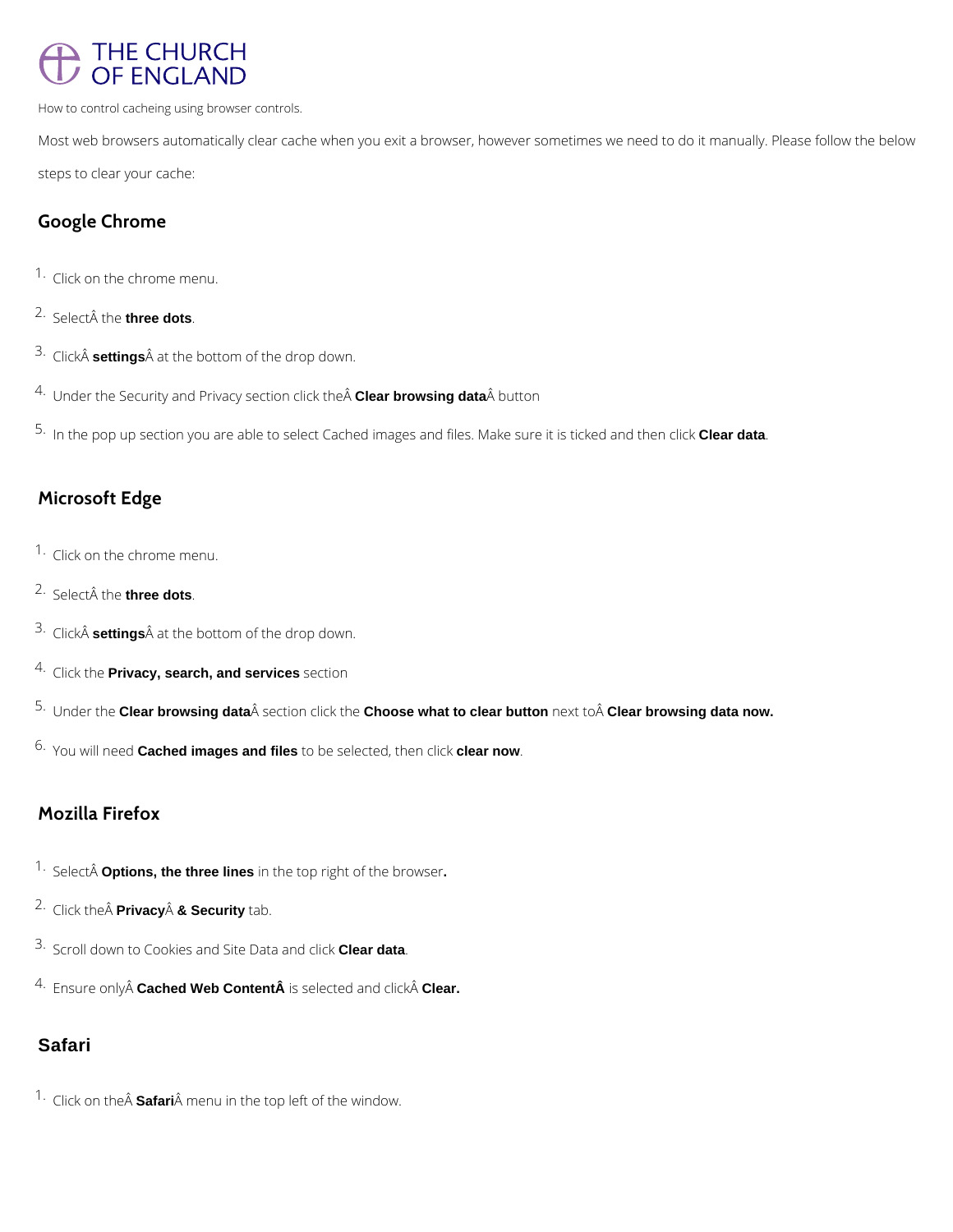# THE CHURCH OF ENGLAND

How to control cacheing using browser controls.

Most web browsers automatically clear cache when you exit a browser, however sometimes we need to do it manually. Please follow the below steps to clear your cache:

## Google Chrome

1. Click on the chrome menu.
2. Select the **three dots**.
3. Click **settings** at the bottom of the drop down.
4. Under the Security and Privacy section click the **Clear browsing data** button
5. In the pop up section you are able to select Cached images and files. Make sure it is ticked and then click **Clear data**.

## Microsoft Edge

1. Click on the chrome menu.
2. Select the **three dots**.
3. Click **settings** at the bottom of the drop down.
4. Click the **Privacy, search, and services** section
5. Under the **Clear browsing data** section click the **Choose what to clear button** next to **Clear browsing data now.**
6. You will need **Cached images and files** to be selected, then click **clear now**.

## Mozilla Firefox

1. Select **Options, the three lines** in the top right of the browser**.**
2. Click the **Privacy & Security** tab.
3. Scroll down to Cookies and Site Data and click **Clear data**.
4. Ensure only **Cached Web Content** is selected and click **Clear.**

## Safari

1. Click on the **Safari** menu in the top left of the window.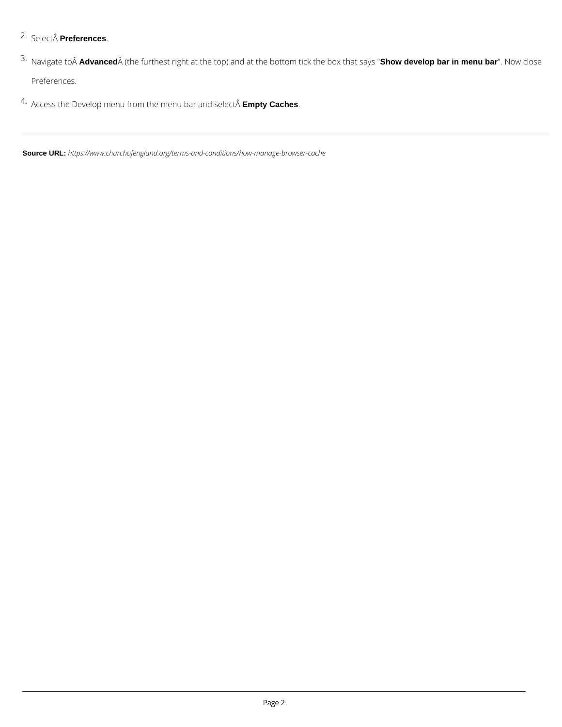2. Select **Preferences**.
3. Navigate to **Advanced** (the furthest right at the top) and at the bottom tick the box that says "**Show develop bar in menu bar**". Now close Preferences.
4. Access the Develop menu from the menu bar and select **Empty Caches**.

---

**Source URL:** *https://www.churchofengland.org/terms-and-conditions/how-manage-browser-cache*